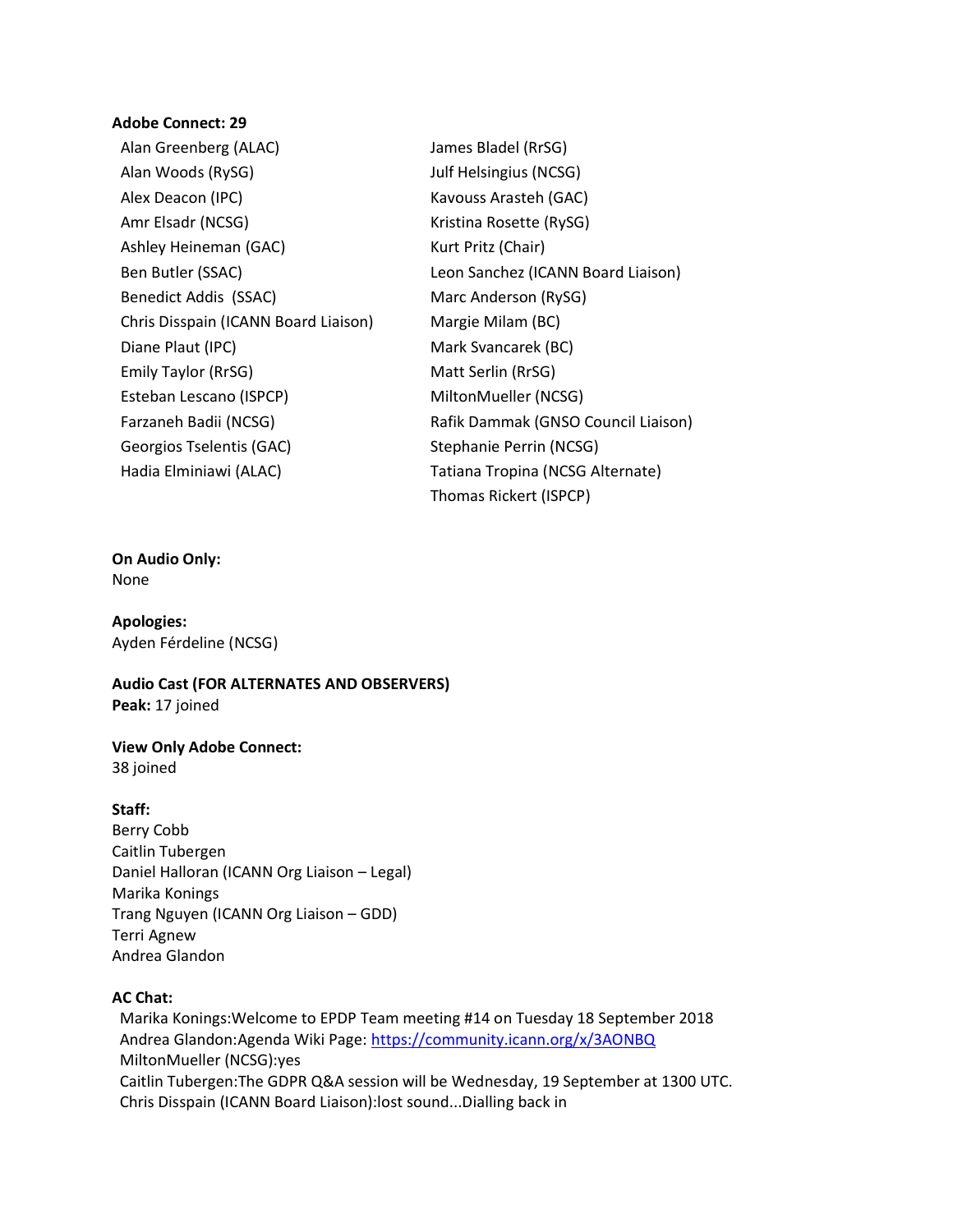**Adobe Connect: 29**

- Alan Greenberg (ALAC)
- Alan Woods (RySG)
- Alex Deacon (IPC)
- Amr Elsadr (NCSG)
- Ashley Heineman (GAC)
- Ben Butler (SSAC)
- Benedict Addis (SSAC)
- Chris Disspain (ICANN Board Liaison)
- Diane Plaut (IPC)
- Emily Taylor (RrSG)
- Esteban Lescano (ISPCP)
- Farzaneh Badii (NCSG)
- Georgios Tselentis (GAC)
- Hadia Elminiawi (ALAC)
- James Bladel (RrSG)
- Julf Helsingius (NCSG)
- Kavouss Arasteh (GAC)
- Kristina Rosette (RySG)
- Kurt Pritz (Chair)
- Leon Sanchez (ICANN Board Liaison)
- Marc Anderson (RySG)
- Margie Milam (BC)
- Mark Svancarek (BC)
- Matt Serlin (RrSG)
- MiltonMueller (NCSG)
- Rafik Dammak (GNSO Council Liaison)
- Stephanie Perrin (NCSG)
- Tatiana Tropina (NCSG Alternate)
- Thomas Rickert (ISPCP)

**On Audio Only:**
None

**Apologies:**
Ayden Férdeline (NCSG)

**Audio Cast (FOR ALTERNATES AND OBSERVERS)**
**Peak:** 17 joined

**View Only Adobe Connect:**
38 joined

**Staff:**
Berry Cobb
Caitlin Tubergen
Daniel Halloran (ICANN Org Liaison – Legal)
Marika Konings
Trang Nguyen (ICANN Org Liaison – GDD)
Terri Agnew
Andrea Glandon

**AC Chat:**

Marika Konings:Welcome to EPDP Team meeting #14 on Tuesday 18 September 2018
Andrea Glandon:Agenda Wiki Page: https://community.icann.org/x/3AONBQ
MiltonMueller (NCSG):yes
Caitlin Tubergen:The GDPR Q&A session will be Wednesday, 19 September at 1300 UTC.
Chris Disspain (ICANN Board Liaison):lost sound...Dialling back in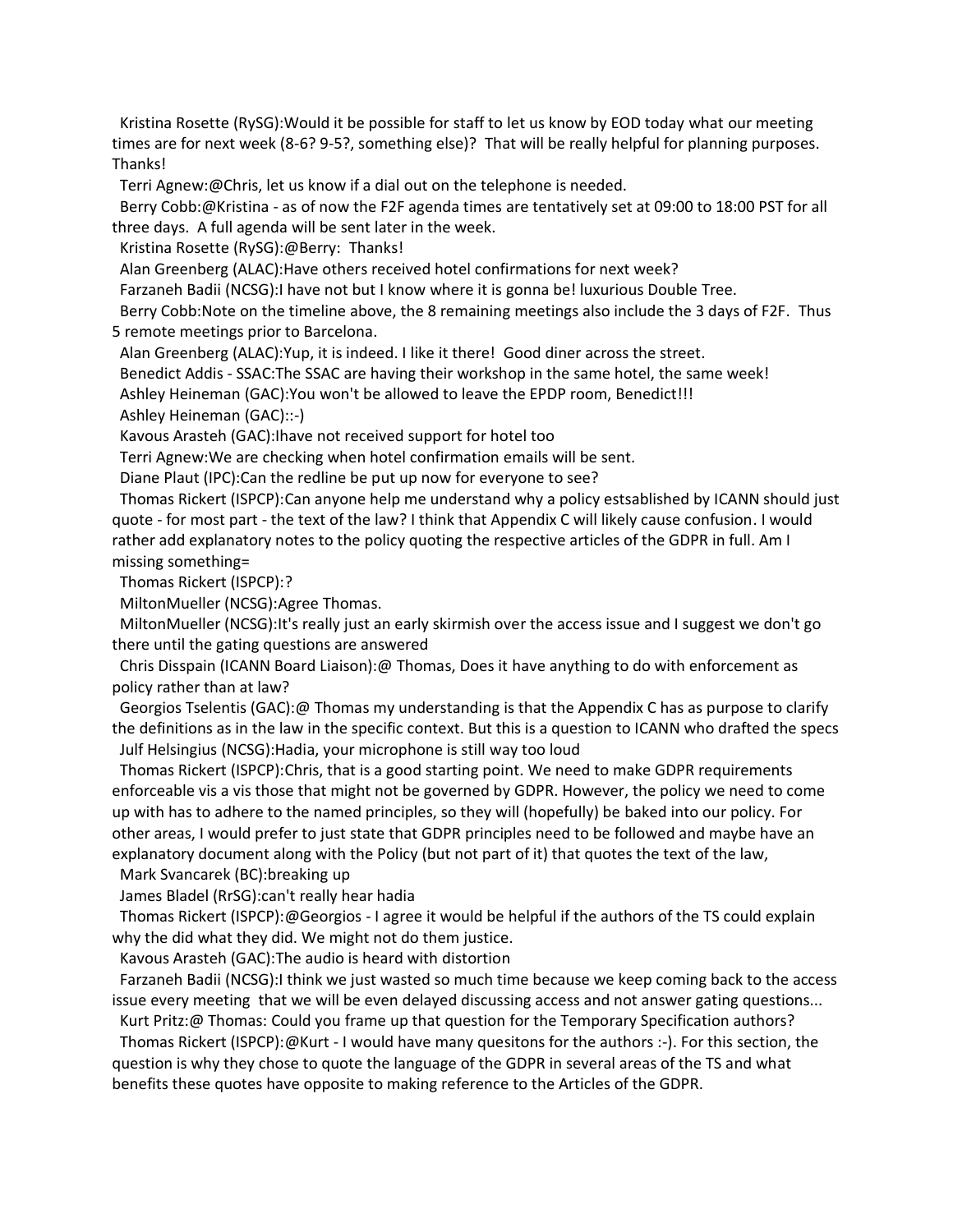Kristina Rosette (RySG):Would it be possible for staff to let us know by EOD today what our meeting times are for next week (8-6? 9-5?, something else)? That will be really helpful for planning purposes. Thanks!

Terri Agnew:@Chris, let us know if a dial out on the telephone is needed.

Berry Cobb:@Kristina - as of now the F2F agenda times are tentatively set at 09:00 to 18:00 PST for all three days. A full agenda will be sent later in the week.

Kristina Rosette (RySG):@Berry: Thanks!

Alan Greenberg (ALAC):Have others received hotel confirmations for next week?

Farzaneh Badii (NCSG):I have not but I know where it is gonna be! luxurious Double Tree.

Berry Cobb:Note on the timeline above, the 8 remaining meetings also include the 3 days of F2F. Thus 5 remote meetings prior to Barcelona.

Alan Greenberg (ALAC):Yup, it is indeed. I like it there! Good diner across the street.

Benedict Addis - SSAC:The SSAC are having their workshop in the same hotel, the same week!

Ashley Heineman (GAC):You won't be allowed to leave the EPDP room, Benedict!!!

Ashley Heineman (GAC)::-)

Kavous Arasteh (GAC):Ihave not received support for hotel too

Terri Agnew:We are checking when hotel confirmation emails will be sent.

Diane Plaut (IPC):Can the redline be put up now for everyone to see?

Thomas Rickert (ISPCP):Can anyone help me understand why a policy estsablished by ICANN should just quote - for most part - the text of the law? I think that Appendix C will likely cause confusion. I would rather add explanatory notes to the policy quoting the respective articles of the GDPR in full. Am I missing something=

Thomas Rickert (ISPCP):?

MiltonMueller (NCSG):Agree Thomas.

MiltonMueller (NCSG):It's really just an early skirmish over the access issue and I suggest we don't go there until the gating questions are answered

Chris Disspain (ICANN Board Liaison):@ Thomas, Does it have anything to do with enforcement as policy rather than at law?

Georgios Tselentis (GAC):@ Thomas my understanding is that the Appendix C has as purpose to clarify the definitions as in the law in the specific context. But this is a question to ICANN who drafted the specs

Julf Helsingius (NCSG):Hadia, your microphone is still way too loud

Thomas Rickert (ISPCP):Chris, that is a good starting point. We need to make GDPR requirements enforceable vis a vis those that might not be governed by GDPR. However, the policy we need to come up with has to adhere to the named principles, so they will (hopefully) be baked into our policy. For other areas, I would prefer to just state that GDPR principles need to be followed and maybe have an explanatory document along with the Policy (but not part of it) that quotes the text of the law,

Mark Svancarek (BC):breaking up

James Bladel (RrSG):can't really hear hadia

Thomas Rickert (ISPCP):@Georgios - I agree it would be helpful if the authors of the TS could explain why the did what they did. We might not do them justice.

Kavous Arasteh (GAC):The audio is heard with distortion

Farzaneh Badii (NCSG):I think we just wasted so much time because we keep coming back to the access issue every meeting that we will be even delayed discussing access and not answer gating questions...

Kurt Pritz:@ Thomas: Could you frame up that question for the Temporary Specification authors?

Thomas Rickert (ISPCP):@Kurt - I would have many quesitons for the authors :-). For this section, the question is why they chose to quote the language of the GDPR in several areas of the TS and what benefits these quotes have opposite to making reference to the Articles of the GDPR.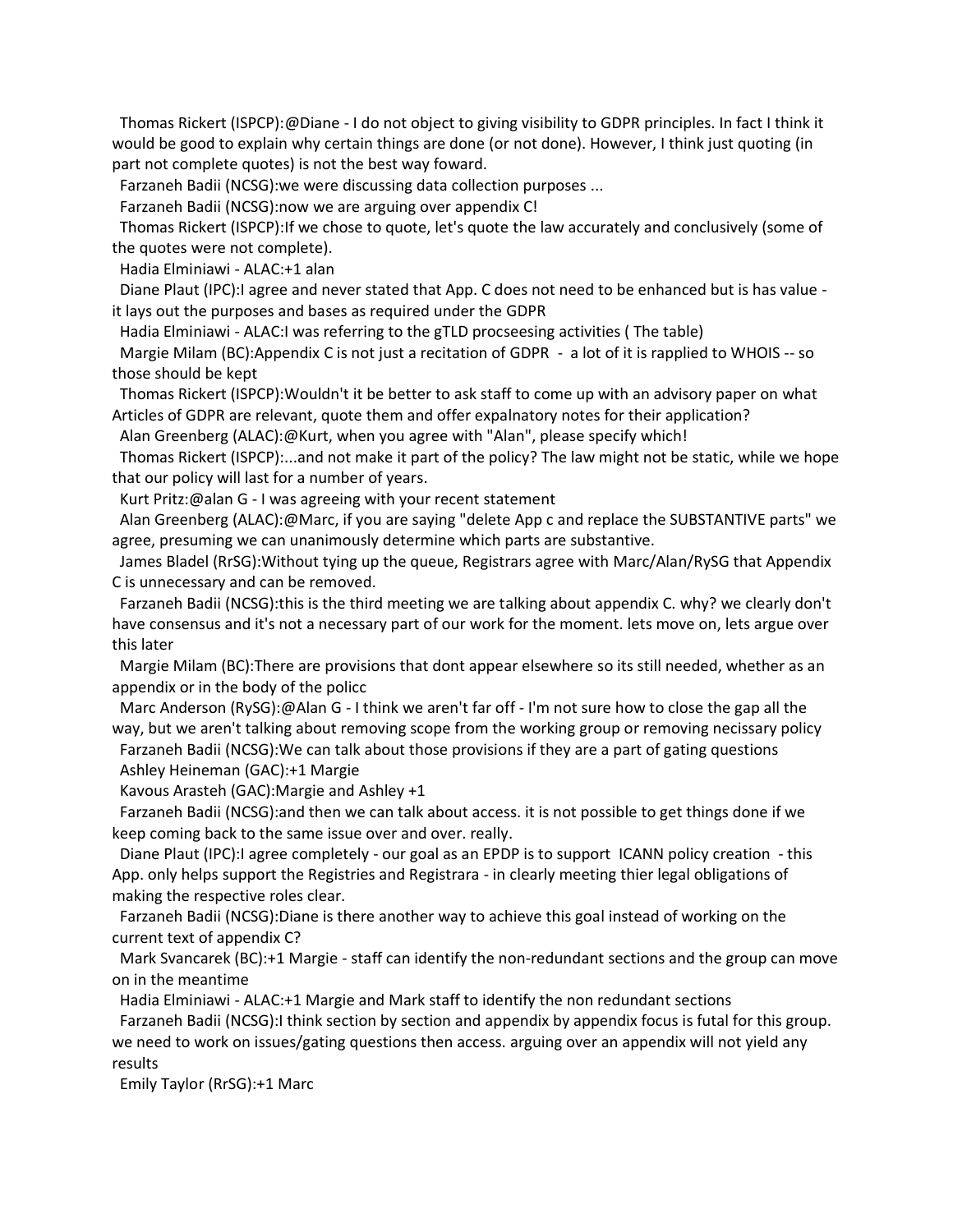Thomas Rickert (ISPCP):@Diane - I do not object to giving visibility to GDPR principles. In fact I think it would be good to explain why certain things are done (or not done). However, I think just quoting (in part not complete quotes) is not the best way foward.

Farzaneh Badii (NCSG):we were discussing data collection purposes ...

Farzaneh Badii (NCSG):now we are arguing over appendix C!

Thomas Rickert (ISPCP):If we chose to quote, let's quote the law accurately and conclusively (some of the quotes were not complete).

Hadia Elminiawi - ALAC:+1 alan

Diane Plaut (IPC):I agree and never stated that App. C does not need to be enhanced but is has value - it lays out the purposes and bases as required under the GDPR

Hadia Elminiawi - ALAC:I was referring to the gTLD procseeing activities ( The table)

Margie Milam (BC):Appendix C is not just a recitation of GDPR - a lot of it is rapplied to WHOIS -- so those should be kept

Thomas Rickert (ISPCP):Wouldn't it be better to ask staff to come up with an advisory paper on what Articles of GDPR are relevant, quote them and offer expalnatory notes for their application?

Alan Greenberg (ALAC):@Kurt, when you agree with "Alan", please specify which!

Thomas Rickert (ISPCP):...and not make it part of the policy? The law might not be static, while we hope that our policy will last for a number of years.

Kurt Pritz:@alan G - I was agreeing with your recent statement

Alan Greenberg (ALAC):@Marc, if you are saying "delete App c and replace the SUBSTANTIVE parts" we agree, presuming we can unanimously determine which parts are substantive.

James Bladel (RrSG):Without tying up the queue, Registrars agree with Marc/Alan/RySG that Appendix C is unnecessary and can be removed.

Farzaneh Badii (NCSG):this is the third meeting we are talking about appendix C. why? we clearly don't have consensus and it's not a necessary part of our work for the moment. lets move on, lets argue over this later

Margie Milam (BC):There are provisions that dont appear elsewhere so its still needed, whether as an appendix or in the body of the policc

Marc Anderson (RySG):@Alan G - I think we aren't far off - I'm not sure how to close the gap all the way, but we aren't talking about removing scope from the working group or removing necissary policy

Farzaneh Badii (NCSG):We can talk about those provisions if they are a part of gating questions

Ashley Heineman (GAC):+1 Margie

Kavous Arasteh (GAC):Margie and Ashley +1

Farzaneh Badii (NCSG):and then we can talk about access. it is not possible to get things done if we keep coming back to the same issue over and over. really.

Diane Plaut (IPC):I agree completely - our goal as an EPDP is to support ICANN policy creation - this App. only helps support the Registries and Registrara - in clearly meeting thier legal obligations of making the respective roles clear.

Farzaneh Badii (NCSG):Diane is there another way to achieve this goal instead of working on the current text of appendix C?

Mark Svancarek (BC):+1 Margie - staff can identify the non-redundant sections and the group can move on in the meantime

Hadia Elminiawi - ALAC:+1 Margie and Mark staff to identify the non redundant sections

Farzaneh Badii (NCSG):I think section by section and appendix by appendix focus is futal for this group. we need to work on issues/gating questions then access. arguing over an appendix will not yield any results

Emily Taylor (RrSG):+1 Marc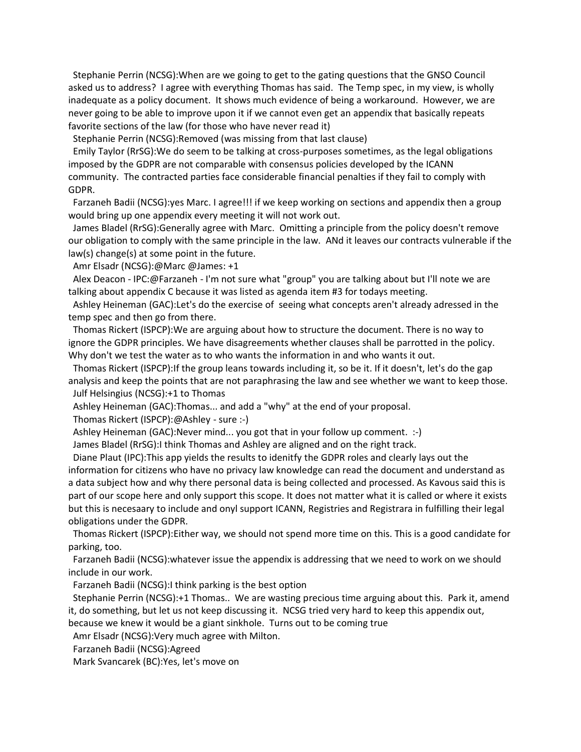Stephanie Perrin (NCSG):When are we going to get to the gating questions that the GNSO Council asked us to address? I agree with everything Thomas has said. The Temp spec, in my view, is wholly inadequate as a policy document. It shows much evidence of being a workaround. However, we are never going to be able to improve upon it if we cannot even get an appendix that basically repeats favorite sections of the law (for those who have never read it)

Stephanie Perrin (NCSG):Removed (was missing from that last clause)

Emily Taylor (RrSG):We do seem to be talking at cross-purposes sometimes, as the legal obligations imposed by the GDPR are not comparable with consensus policies developed by the ICANN community. The contracted parties face considerable financial penalties if they fail to comply with GDPR.

Farzaneh Badii (NCSG):yes Marc. I agree!!! if we keep working on sections and appendix then a group would bring up one appendix every meeting it will not work out.

James Bladel (RrSG):Generally agree with Marc. Omitting a principle from the policy doesn't remove our obligation to comply with the same principle in the law. ANd it leaves our contracts vulnerable if the law(s) change(s) at some point in the future.

Amr Elsadr (NCSG):@Marc @James: +1

Alex Deacon - IPC:@Farzaneh - I'm not sure what "group" you are talking about but I'll note we are talking about appendix C because it was listed as agenda item #3 for todays meeting.

Ashley Heineman (GAC):Let's do the exercise of seeing what concepts aren't already adressed in the temp spec and then go from there.

Thomas Rickert (ISPCP):We are arguing about how to structure the document. There is no way to ignore the GDPR principles. We have disagreements whether clauses shall be parrotted in the policy. Why don't we test the water as to who wants the information in and who wants it out.

Thomas Rickert (ISPCP):If the group leans towards including it, so be it. If it doesn't, let's do the gap analysis and keep the points that are not paraphrasing the law and see whether we want to keep those.

Julf Helsingius (NCSG):+1 to Thomas

Ashley Heineman (GAC):Thomas... and add a "why" at the end of your proposal.

Thomas Rickert (ISPCP):@Ashley - sure :-)

Ashley Heineman (GAC):Never mind... you got that in your follow up comment. :-)

James Bladel (RrSG):I think Thomas and Ashley are aligned and on the right track.

Diane Plaut (IPC):This app yields the results to idenitfy the GDPR roles and clearly lays out the information for citizens who have no privacy law knowledge can read the document and understand as a data subject how and why there personal data is being collected and processed. As Kavous said this is part of our scope here and only support this scope. It does not matter what it is called or where it exists but this is necesaary to include and onyl support ICANN, Registries and Registrara in fulfilling their legal obligations under the GDPR.

Thomas Rickert (ISPCP):Either way, we should not spend more time on this. This is a good candidate for parking, too.

Farzaneh Badii (NCSG):whatever issue the appendix is addressing that we need to work on we should include in our work.

Farzaneh Badii (NCSG):I think parking is the best option

Stephanie Perrin (NCSG):+1 Thomas.. We are wasting precious time arguing about this. Park it, amend it, do something, but let us not keep discussing it. NCSG tried very hard to keep this appendix out, because we knew it would be a giant sinkhole. Turns out to be coming true

Amr Elsadr (NCSG):Very much agree with Milton.

Farzaneh Badii (NCSG):Agreed

Mark Svancarek (BC):Yes, let's move on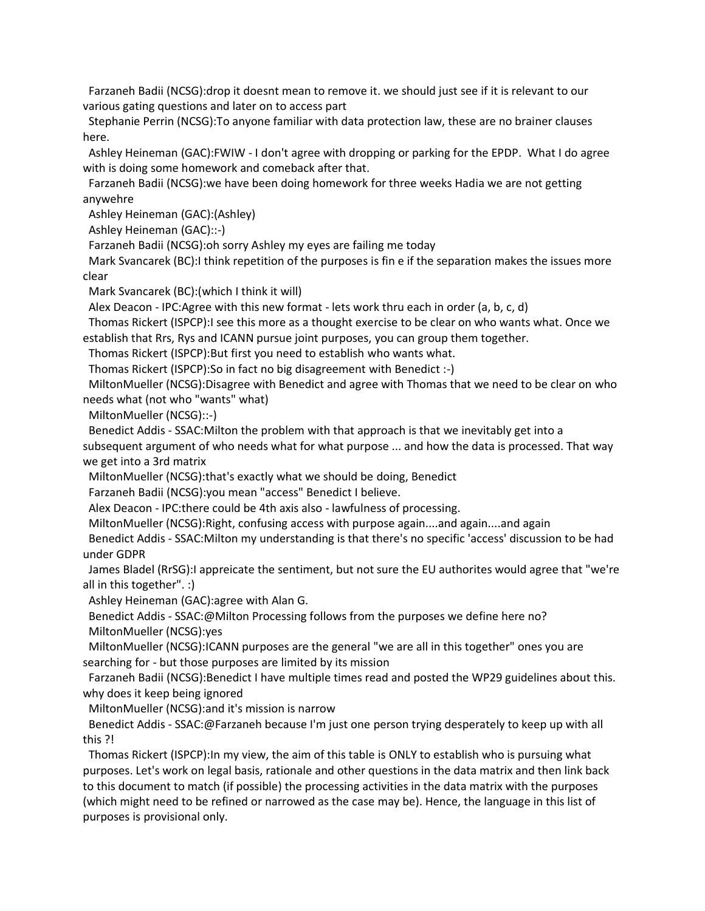Farzaneh Badii (NCSG):drop it doesnt mean to remove it. we should just see if it is relevant to our various gating questions and later on to access part

Stephanie Perrin (NCSG):To anyone familiar with data protection law, these are no brainer clauses here.

Ashley Heineman (GAC):FWIW - I don't agree with dropping or parking for the EPDP. What I do agree with is doing some homework and comeback after that.

Farzaneh Badii (NCSG):we have been doing homework for three weeks Hadia we are not getting anywehre

Ashley Heineman (GAC):(Ashley)

Ashley Heineman (GAC)::-)

Farzaneh Badii (NCSG):oh sorry Ashley my eyes are failing me today

Mark Svancarek (BC):I think repetition of the purposes is fin e if the separation makes the issues more clear

Mark Svancarek (BC):(which I think it will)

Alex Deacon - IPC:Agree with this new format - lets work thru each in order (a, b, c, d)

Thomas Rickert (ISPCP):I see this more as a thought exercise to be clear on who wants what. Once we establish that Rrs, Rys and ICANN pursue joint purposes, you can group them together.

Thomas Rickert (ISPCP):But first you need to establish who wants what.

Thomas Rickert (ISPCP):So in fact no big disagreement with Benedict :-)

MiltonMueller (NCSG):Disagree with Benedict and agree with Thomas that we need to be clear on who needs what (not who "wants" what)

MiltonMueller (NCSG)::-)

Benedict Addis - SSAC:Milton the problem with that approach is that we inevitably get into a subsequent argument of who needs what for what purpose ... and how the data is processed. That way we get into a 3rd matrix

MiltonMueller (NCSG):that's exactly what we should be doing, Benedict

Farzaneh Badii (NCSG):you mean "access" Benedict I believe.

Alex Deacon - IPC:there could be 4th axis also - lawfulness of processing.

MiltonMueller (NCSG):Right, confusing access with purpose again....and again....and again

Benedict Addis - SSAC:Milton my understanding is that there's no specific 'access' discussion to be had under GDPR

James Bladel (RrSG):I appreicate the sentiment, but not sure the EU authorites would agree that "we're all in this together". :)

Ashley Heineman (GAC):agree with Alan G.

Benedict Addis - SSAC:@Milton Processing follows from the purposes we define here no?

MiltonMueller (NCSG):yes

MiltonMueller (NCSG):ICANN purposes are the general "we are all in this together" ones you are searching for - but those purposes are limited by its mission

Farzaneh Badii (NCSG):Benedict I have multiple times read and posted the WP29 guidelines about this. why does it keep being ignored

MiltonMueller (NCSG):and it's mission is narrow

Benedict Addis - SSAC:@Farzaneh because I'm just one person trying desperately to keep up with all this ?!

Thomas Rickert (ISPCP):In my view, the aim of this table is ONLY to establish who is pursuing what purposes. Let's work on legal basis, rationale and other questions in the data matrix and then link back to this document to match (if possible) the processing activities in the data matrix with the purposes (which might need to be refined or narrowed as the case may be). Hence, the language in this list of purposes is provisional only.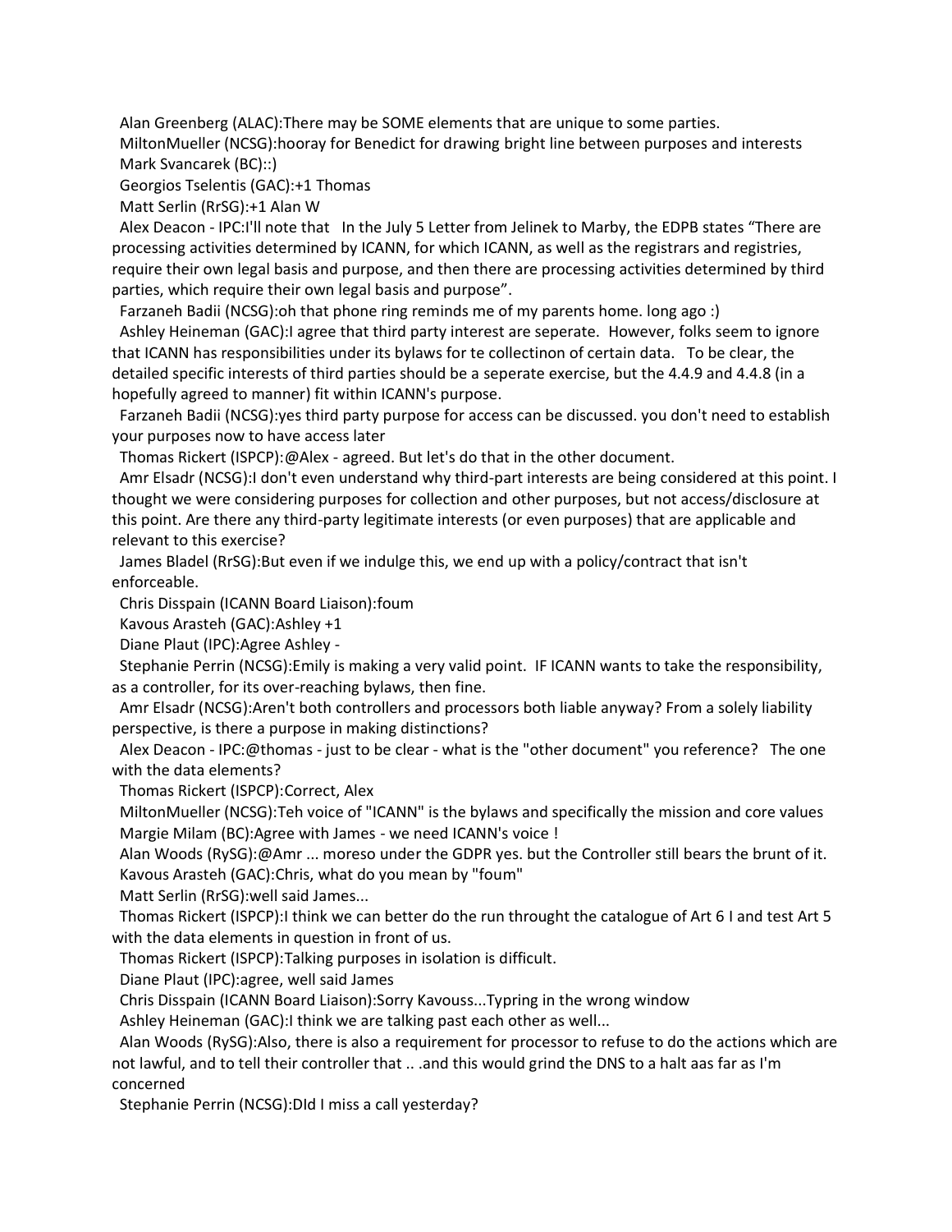Alan Greenberg (ALAC):There may be SOME elements that are unique to some parties.

MiltonMueller (NCSG):hooray for Benedict for drawing bright line between purposes and interests

Mark Svancarek (BC)::)

Georgios Tselentis (GAC):+1 Thomas

Matt Serlin (RrSG):+1 Alan W

Alex Deacon - IPC:I'll note that  In the July 5 Letter from Jelinek to Marby, the EDPB states "There are processing activities determined by ICANN, for which ICANN, as well as the registrars and registries, require their own legal basis and purpose, and then there are processing activities determined by third parties, which require their own legal basis and purpose".

Farzaneh Badii (NCSG):oh that phone ring reminds me of my parents home. long ago :)

Ashley Heineman (GAC):I agree that third party interest are seperate.  However, folks seem to ignore that ICANN has responsibilities under its bylaws for te collectinon of certain data.  To be clear, the detailed specific interests of third parties should be a seperate exercise, but the 4.4.9 and 4.4.8 (in a hopefully agreed to manner) fit within ICANN's purpose.

Farzaneh Badii (NCSG):yes third party purpose for access can be discussed. you don't need to establish your purposes now to have access later

Thomas Rickert (ISPCP):@Alex - agreed. But let's do that in the other document.

Amr Elsadr (NCSG):I don't even understand why third-part interests are being considered at this point. I thought we were considering purposes for collection and other purposes, but not access/disclosure at this point. Are there any third-party legitimate interests (or even purposes) that are applicable and relevant to this exercise?

James Bladel (RrSG):But even if we indulge this, we end up with a policy/contract that isn't enforceable.

Chris Disspain (ICANN Board Liaison):foum

Kavous Arasteh (GAC):Ashley +1

Diane Plaut (IPC):Agree Ashley -

Stephanie Perrin (NCSG):Emily is making a very valid point.  IF ICANN wants to take the responsibility, as a controller, for its over-reaching bylaws, then fine.

Amr Elsadr (NCSG):Aren't both controllers and processors both liable anyway? From a solely liability perspective, is there a purpose in making distinctions?

Alex Deacon - IPC:@thomas - just to be clear - what is the "other document" you reference?  The one with the data elements?

Thomas Rickert (ISPCP):Correct, Alex

MiltonMueller (NCSG):Teh voice of "ICANN" is the bylaws and specifically the mission and core values

Margie Milam (BC):Agree with James - we need ICANN's voice !

Alan Woods (RySG):@Amr ... moreso under the GDPR yes. but the Controller still bears the brunt of it.

Kavous Arasteh (GAC):Chris, what do you mean by "foum"

Matt Serlin (RrSG):well said James...

Thomas Rickert (ISPCP):I think we can better do the run throught the catalogue of Art 6 I and test Art 5 with the data elements in question in front of us.

Thomas Rickert (ISPCP):Talking purposes in isolation is difficult.

Diane Plaut (IPC):agree, well said James

Chris Disspain (ICANN Board Liaison):Sorry Kavouss...Typring in the wrong window

Ashley Heineman (GAC):I think we are talking past each other as well...

Alan Woods (RySG):Also, there is also a requirement for processor to refuse to do the actions which are not lawful, and to tell their controller that .. .and this would grind the DNS to a halt aas far as I'm concerned

Stephanie Perrin (NCSG):DId I miss a call yesterday?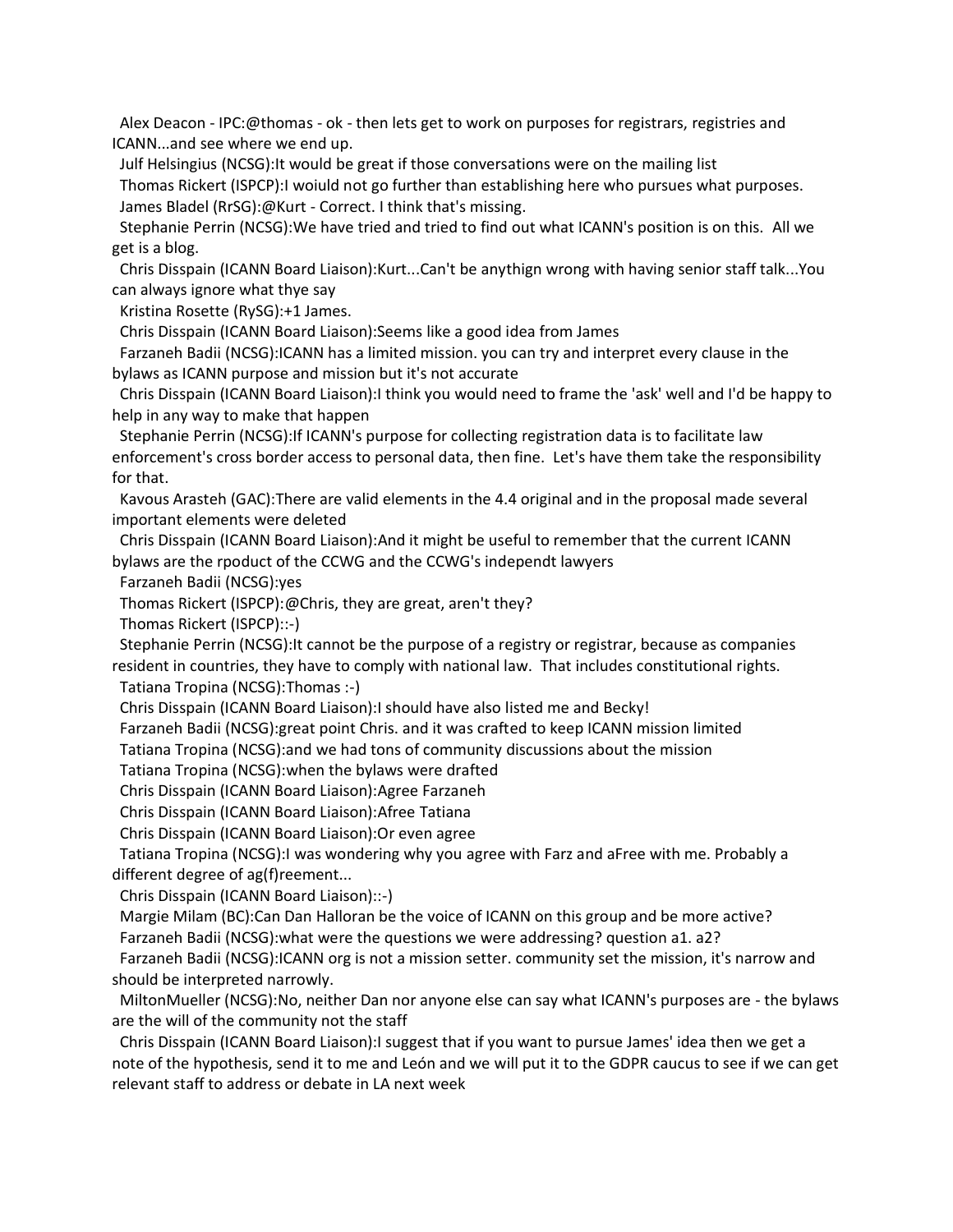Alex Deacon - IPC:@thomas - ok - then lets get to work on purposes for registrars, registries and ICANN...and see where we end up.

Julf Helsingius (NCSG):It would be great if those conversations were on the mailing list

Thomas Rickert (ISPCP):I woiuld not go further than establishing here who pursues what purposes.

James Bladel (RrSG):@Kurt - Correct. I think that's missing.

Stephanie Perrin (NCSG):We have tried and tried to find out what ICANN's position is on this. All we get is a blog.

Chris Disspain (ICANN Board Liaison):Kurt...Can't be anythign wrong with having senior staff talk...You can always ignore what thye say

Kristina Rosette (RySG):+1 James.

Chris Disspain (ICANN Board Liaison):Seems like a good idea from James

Farzaneh Badii (NCSG):ICANN has a limited mission. you can try and interpret every clause in the bylaws as ICANN purpose and mission but it's not accurate

Chris Disspain (ICANN Board Liaison):I think you would need to frame the 'ask' well and I'd be happy to help in any way to make that happen

Stephanie Perrin (NCSG):If ICANN's purpose for collecting registration data is to facilitate law enforcement's cross border access to personal data, then fine. Let's have them take the responsibility for that.

Kavous Arasteh (GAC):There are valid elements in the 4.4 original and in the proposal made several important elements were deleted

Chris Disspain (ICANN Board Liaison):And it might be useful to remember that the current ICANN bylaws are the rpoduct of the CCWG and the CCWG's independt lawyers

Farzaneh Badii (NCSG):yes

Thomas Rickert (ISPCP):@Chris, they are great, aren't they?

Thomas Rickert (ISPCP)::-)

Stephanie Perrin (NCSG):It cannot be the purpose of a registry or registrar, because as companies resident in countries, they have to comply with national law. That includes constitutional rights.

Tatiana Tropina (NCSG):Thomas :-)

Chris Disspain (ICANN Board Liaison):I should have also listed me and Becky!

Farzaneh Badii (NCSG):great point Chris. and it was crafted to keep ICANN mission limited

Tatiana Tropina (NCSG):and we had tons of community discussions about the mission

Tatiana Tropina (NCSG):when the bylaws were drafted

Chris Disspain (ICANN Board Liaison):Agree Farzaneh

Chris Disspain (ICANN Board Liaison):Afree Tatiana

Chris Disspain (ICANN Board Liaison):Or even agree

Tatiana Tropina (NCSG):I was wondering why you agree with Farz and aFree with me. Probably a different degree of ag(f)reement...

Chris Disspain (ICANN Board Liaison)::-)

Margie Milam (BC):Can Dan Halloran be the voice of ICANN on this group and be more active?

Farzaneh Badii (NCSG):what were the questions we were addressing? question a1. a2?

Farzaneh Badii (NCSG):ICANN org is not a mission setter. community set the mission, it's narrow and should be interpreted narrowly.

MiltonMueller (NCSG):No, neither Dan nor anyone else can say what ICANN's purposes are - the bylaws are the will of the community not the staff

Chris Disspain (ICANN Board Liaison):I suggest that if you want to pursue James' idea then we get a note of the hypothesis, send it to me and León and we will put it to the GDPR caucus to see if we can get relevant staff to address or debate in LA next week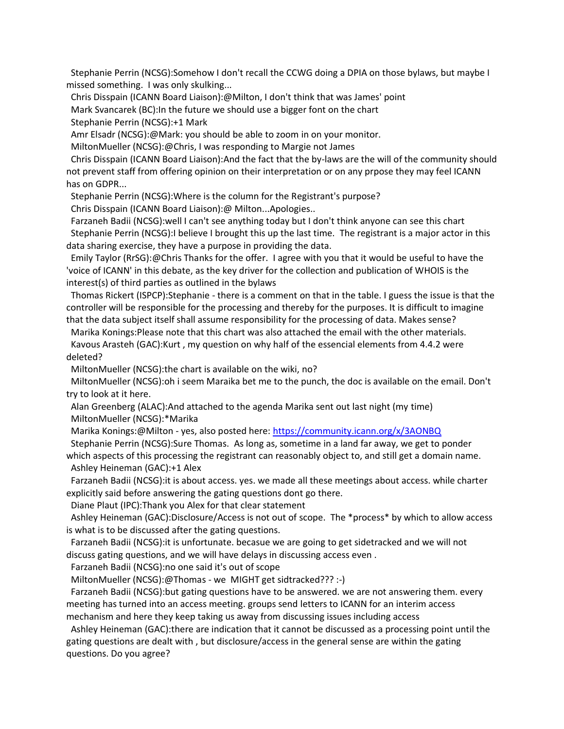Stephanie Perrin (NCSG):Somehow I don't recall the CCWG doing a DPIA on those bylaws, but maybe I missed something. I was only skulking...

Chris Disspain (ICANN Board Liaison):@Milton, I don't think that was James' point

Mark Svancarek (BC):In the future we should use a bigger font on the chart

Stephanie Perrin (NCSG):+1 Mark

Amr Elsadr (NCSG):@Mark: you should be able to zoom in on your monitor.

MiltonMueller (NCSG):@Chris, I was responding to Margie not James

Chris Disspain (ICANN Board Liaison):And the fact that the by-laws are the will of the community should not prevent staff from offering opinion on their interpretation or on any prpose they may feel ICANN has on GDPR...

Stephanie Perrin (NCSG):Where is the column for the Registrant's purpose?

Chris Disspain (ICANN Board Liaison):@ Milton...Apologies..

Farzaneh Badii (NCSG):well I can't see anything today but I don't think anyone can see this chart

Stephanie Perrin (NCSG):I believe I brought this up the last time. The registrant is a major actor in this data sharing exercise, they have a purpose in providing the data.

Emily Taylor (RrSG):@Chris Thanks for the offer. I agree with you that it would be useful to have the 'voice of ICANN' in this debate, as the key driver for the collection and publication of WHOIS is the interest(s) of third parties as outlined in the bylaws

Thomas Rickert (ISPCP):Stephanie - there is a comment on that in the table. I guess the issue is that the controller will be responsible for the processing and thereby for the purposes. It is difficult to imagine that the data subject itself shall assume responsibility for the processing of data. Makes sense?

Marika Konings:Please note that this chart was also attached the email with the other materials.

Kavous Arasteh (GAC):Kurt , my question on why half of the essencial elements from 4.4.2 were deleted?

MiltonMueller (NCSG):the chart is available on the wiki, no?

MiltonMueller (NCSG):oh i seem Maraika bet me to the punch, the doc is available on the email. Don't try to look at it here.

Alan Greenberg (ALAC):And attached to the agenda Marika sent out last night (my time)

MiltonMueller (NCSG):*Marika

Marika Konings:@Milton - yes, also posted here: https://community.icann.org/x/3AONBQ

Stephanie Perrin (NCSG):Sure Thomas. As long as, sometime in a land far away, we get to ponder which aspects of this processing the registrant can reasonably object to, and still get a domain name.

Ashley Heineman (GAC):+1 Alex

Farzaneh Badii (NCSG):it is about access. yes. we made all these meetings about access. while charter explicitly said before answering the gating questions dont go there.

Diane Plaut (IPC):Thank you Alex for that clear statement

Ashley Heineman (GAC):Disclosure/Access is not out of scope. The *process* by which to allow access is what is to be discussed after the gating questions.

Farzaneh Badii (NCSG):it is unfortunate. becasue we are going to get sidetracked and we will not discuss gating questions, and we will have delays in discussing access even .

Farzaneh Badii (NCSG):no one said it's out of scope

MiltonMueller (NCSG):@Thomas - we MIGHT get sidtracked??? :-)

Farzaneh Badii (NCSG):but gating questions have to be answered. we are not answering them. every meeting has turned into an access meeting. groups send letters to ICANN for an interim access mechanism and here they keep taking us away from discussing issues including access

Ashley Heineman (GAC):there are indication that it cannot be discussed as a processing point until the gating questions are dealt with , but disclosure/access in the general sense are within the gating questions. Do you agree?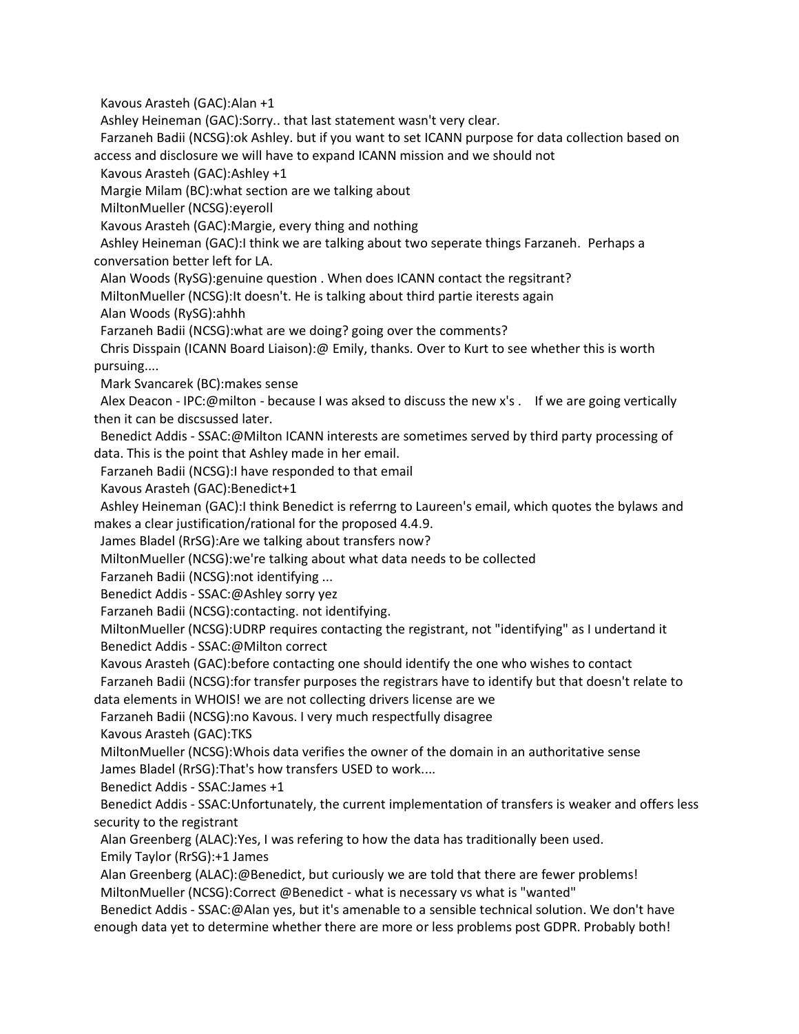Kavous Arasteh (GAC):Alan +1

Ashley Heineman (GAC):Sorry.. that last statement wasn't very clear.

Farzaneh Badii (NCSG):ok Ashley. but if you want to set ICANN purpose for data collection based on access and disclosure we will have to expand ICANN mission and we should not

Kavous Arasteh (GAC):Ashley +1

Margie Milam (BC):what section are we talking about

MiltonMueller (NCSG):eyeroll

Kavous Arasteh (GAC):Margie, every thing and nothing

Ashley Heineman (GAC):I think we are talking about two seperate things Farzaneh. Perhaps a conversation better left for LA.

Alan Woods (RySG):genuine question . When does ICANN contact the regsitrant?

MiltonMueller (NCSG):It doesn't. He is talking about third partie iterests again

Alan Woods (RySG):ahhh

Farzaneh Badii (NCSG):what are we doing? going over the comments?

Chris Disspain (ICANN Board Liaison):@ Emily, thanks. Over to Kurt to see whether this is worth pursuing....

Mark Svancarek (BC):makes sense

Alex Deacon - IPC:@milton - because I was aksed to discuss the new x's . If we are going vertically then it can be discsussed later.

Benedict Addis - SSAC:@Milton ICANN interests are sometimes served by third party processing of data. This is the point that Ashley made in her email.

Farzaneh Badii (NCSG):I have responded to that email

Kavous Arasteh (GAC):Benedict+1

Ashley Heineman (GAC):I think Benedict is referrng to Laureen's email, which quotes the bylaws and makes a clear justification/rational for the proposed 4.4.9.

James Bladel (RrSG):Are we talking about transfers now?

MiltonMueller (NCSG):we're talking about what data needs to be collected

Farzaneh Badii (NCSG):not identifying ...

Benedict Addis - SSAC:@Ashley sorry yez

Farzaneh Badii (NCSG):contacting. not identifying.

MiltonMueller (NCSG):UDRP requires contacting the registrant, not "identifying" as I undertand it

Benedict Addis - SSAC:@Milton correct

Kavous Arasteh (GAC):before contacting one should identify the one who wishes to contact

Farzaneh Badii (NCSG):for transfer purposes the registrars have to identify but that doesn't relate to data elements in WHOIS! we are not collecting drivers license are we

Farzaneh Badii (NCSG):no Kavous. I very much respectfully disagree

Kavous Arasteh (GAC):TKS

MiltonMueller (NCSG):Whois data verifies the owner of the domain in an authoritative sense

James Bladel (RrSG):That's how transfers USED to work....

Benedict Addis - SSAC:James +1

Benedict Addis - SSAC:Unfortunately, the current implementation of transfers is weaker and offers less security to the registrant

Alan Greenberg (ALAC):Yes, I was refering to how the data has traditionally been used.

Emily Taylor (RrSG):+1 James

Alan Greenberg (ALAC):@Benedict, but curiously we are told that there are fewer problems!

MiltonMueller (NCSG):Correct @Benedict - what is necessary vs what is "wanted"

Benedict Addis - SSAC:@Alan yes, but it's amenable to a sensible technical solution. We don't have enough data yet to determine whether there are more or less problems post GDPR. Probably both!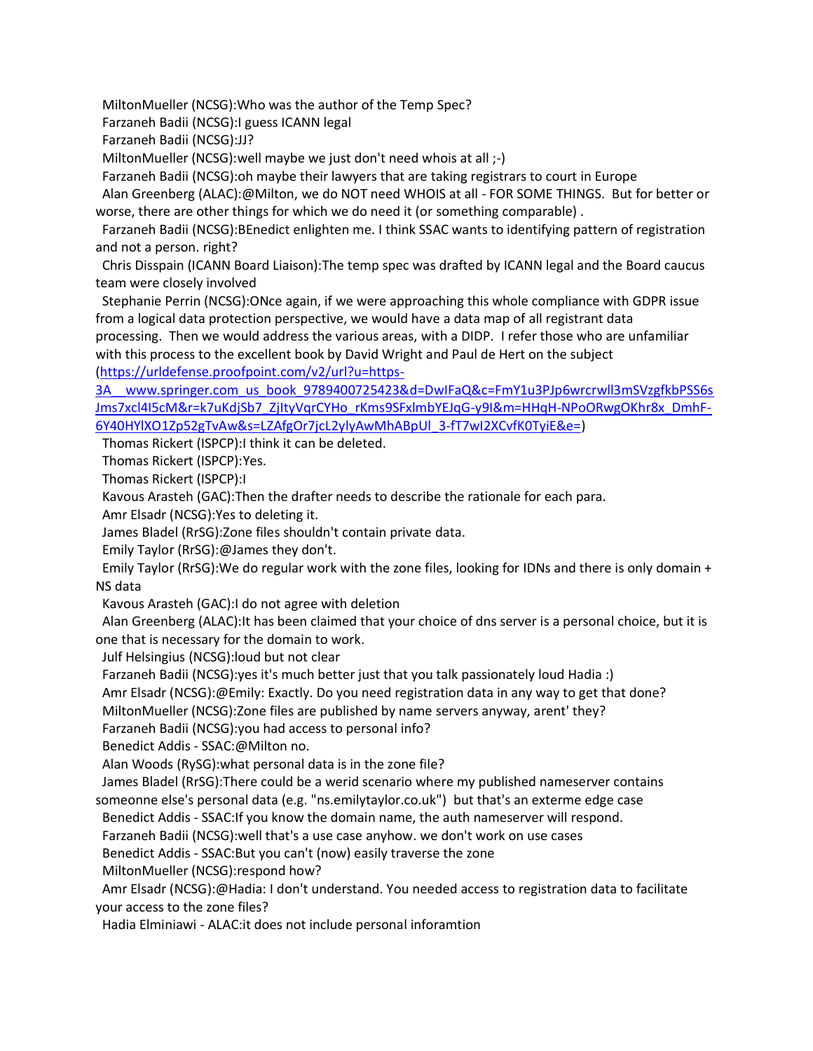MiltonMueller (NCSG):Who was the author of the Temp Spec?

Farzaneh Badii (NCSG):I guess ICANN legal

Farzaneh Badii (NCSG):JJ?

MiltonMueller (NCSG):well maybe we just don't need whois at all ;-)

Farzaneh Badii (NCSG):oh maybe their lawyers that are taking registrars to court in Europe

Alan Greenberg (ALAC):@Milton, we do NOT need WHOIS at all - FOR SOME THINGS. But for better or worse, there are other things for which we do need it (or something comparable) .

Farzaneh Badii (NCSG):BEnedict enlighten me. I think SSAC wants to identifying pattern of registration and not a person. right?

Chris Disspain (ICANN Board Liaison):The temp spec was drafted by ICANN legal and the Board caucus team were closely involved

Stephanie Perrin (NCSG):ONce again, if we were approaching this whole compliance with GDPR issue from a logical data protection perspective, we would have a data map of all registrant data processing. Then we would address the various areas, with a DIDP. I refer those who are unfamiliar with this process to the excellent book by David Wright and Paul de Hert on the subject (https://urldefense.proofpoint.com/v2/url?u=https-3A__www.springer.com_us_book_9789400725423&d=DwIFaQ&c=FmY1u3PJp6wrcrwll3mSVzgfkbPSS6sJms7xcl4I5cM&r=k7uKdjSb7_ZjItyVqrCYHo_rKms9SFxlmbYEJqG-y9I&m=HHqH-NPoORwgOKhr8x_DmhF-6Y40HYlXO1Zp52gTvAw&s=LZAfgOr7jcL2ylyAwMhABpUl_3-fT7wI2XCvfK0TyiE&e=)

Thomas Rickert (ISPCP):I think it can be deleted.

Thomas Rickert (ISPCP):Yes.

Thomas Rickert (ISPCP):I

Kavous Arasteh (GAC):Then the drafter needs to describe the rationale for each para.

Amr Elsadr (NCSG):Yes to deleting it.

James Bladel (RrSG):Zone files shouldn't contain private data.

Emily Taylor (RrSG):@James they don't.

Emily Taylor (RrSG):We do regular work with the zone files, looking for IDNs and there is only domain + NS data

Kavous Arasteh (GAC):I do not agree with deletion

Alan Greenberg (ALAC):It has been claimed that your choice of dns server is a personal choice, but it is one that is necessary for the domain to work.

Julf Helsingius (NCSG):loud but not clear

Farzaneh Badii (NCSG):yes it's much better just that you talk passionately loud Hadia :)

Amr Elsadr (NCSG):@Emily: Exactly. Do you need registration data in any way to get that done?

MiltonMueller (NCSG):Zone files are published by name servers anyway, arent' they?

Farzaneh Badii (NCSG):you had access to personal info?

Benedict Addis - SSAC:@Milton no.

Alan Woods (RySG):what personal data is in the zone file?

James Bladel (RrSG):There could be a werid scenario where my published nameserver contains someonne else's personal data (e.g. "ns.emilytaylor.co.uk") but that's an exterme edge case

Benedict Addis - SSAC:If you know the domain name, the auth nameserver will respond.

Farzaneh Badii (NCSG):well that's a use case anyhow. we don't work on use cases

Benedict Addis - SSAC:But you can't (now) easily traverse the zone

MiltonMueller (NCSG):respond how?

Amr Elsadr (NCSG):@Hadia: I don't understand. You needed access to registration data to facilitate your access to the zone files?

Hadia Elminiawi - ALAC:it does not include personal inforamtion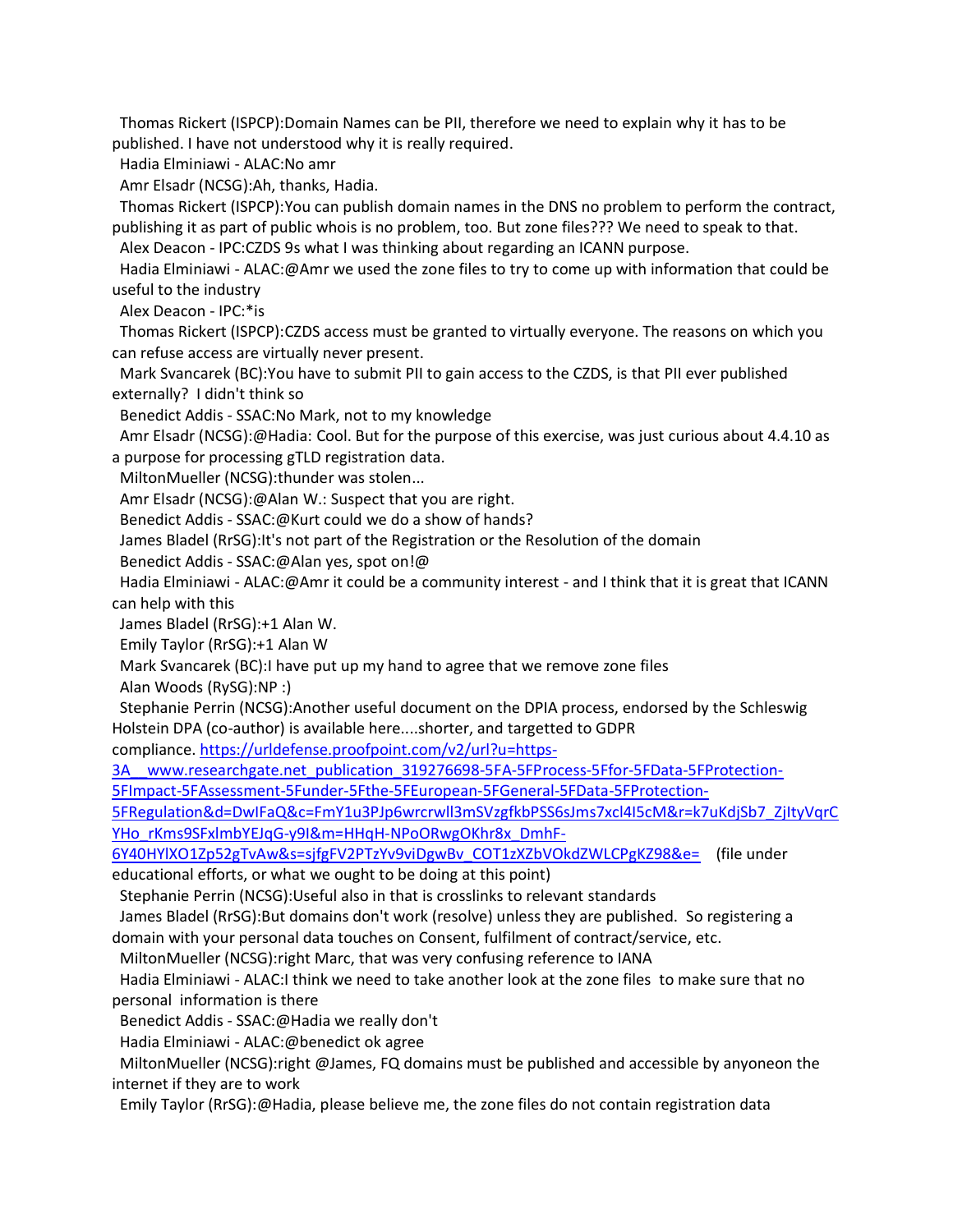Thomas Rickert (ISPCP):Domain Names can be PII, therefore we need to explain why it has to be published. I have not understood why it is really required.

Hadia Elminiawi - ALAC:No amr

Amr Elsadr (NCSG):Ah, thanks, Hadia.

Thomas Rickert (ISPCP):You can publish domain names in the DNS no problem to perform the contract, publishing it as part of public whois is no problem, too. But zone files??? We need to speak to that.

Alex Deacon - IPC:CZDS 9s what I was thinking about regarding an ICANN purpose.

Hadia Elminiawi - ALAC:@Amr we used the zone files to try to come up with information that could be useful to the industry

Alex Deacon - IPC:*is

Thomas Rickert (ISPCP):CZDS access must be granted to virtually everyone. The reasons on which you can refuse access are virtually never present.

Mark Svancarek (BC):You have to submit PII to gain access to the CZDS, is that PII ever published externally? I didn't think so

Benedict Addis - SSAC:No Mark, not to my knowledge

Amr Elsadr (NCSG):@Hadia: Cool. But for the purpose of this exercise, was just curious about 4.4.10 as a purpose for processing gTLD registration data.

MiltonMueller (NCSG):thunder was stolen...

Amr Elsadr (NCSG):@Alan W.: Suspect that you are right.

Benedict Addis - SSAC:@Kurt could we do a show of hands?

James Bladel (RrSG):It's not part of the Registration or the Resolution of the domain

Benedict Addis - SSAC:@Alan yes, spot on!@

Hadia Elminiawi - ALAC:@Amr it could be a community interest - and I think that it is great that ICANN can help with this

James Bladel (RrSG):+1 Alan W.

Emily Taylor (RrSG):+1 Alan W

Mark Svancarek (BC):I have put up my hand to agree that we remove zone files

Alan Woods (RySG):NP :)

Stephanie Perrin (NCSG):Another useful document on the DPIA process, endorsed by the Schleswig Holstein DPA (co-author) is available here....shorter, and targetted to GDPR compliance. https://urldefense.proofpoint.com/v2/url?u=https-3A__www.researchgate.net_publication_319276698-5FA-5FProcess-5Ffor-5FData-5FProtection-5FImpact-5FAssessment-5Funder-5Fthe-5FEuropean-5FGeneral-5FData-5FProtection-5FRegulation&d=DwIFaQ&c=FmY1u3PJp6wrcrwll3mSVzgfkbPSS6sJms7xcl4I5cM&r=k7uKdjSb7_ZjItyVqrCYHo_rKms9SFxlmbYEJqG-y9I&m=HHqH-NPoORwgOKhr8x_DmhF-6Y40HYlXO1Zp52gTvAw&s=sjfgFV2PTzYv9viDgwBv_COT1zXZbVOkdZWLCPgKZ98&e= (file under educational efforts, or what we ought to be doing at this point)

Stephanie Perrin (NCSG):Useful also in that is crosslinks to relevant standards

James Bladel (RrSG):But domains don't work (resolve) unless they are published. So registering a domain with your personal data touches on Consent, fulfilment of contract/service, etc.

MiltonMueller (NCSG):right Marc, that was very confusing reference to IANA

Hadia Elminiawi - ALAC:I think we need to take another look at the zone files to make sure that no personal information is there

Benedict Addis - SSAC:@Hadia we really don't

Hadia Elminiawi - ALAC:@benedict ok agree

MiltonMueller (NCSG):right @James, FQ domains must be published and accessible by anyoneon the internet if they are to work

Emily Taylor (RrSG):@Hadia, please believe me, the zone files do not contain registration data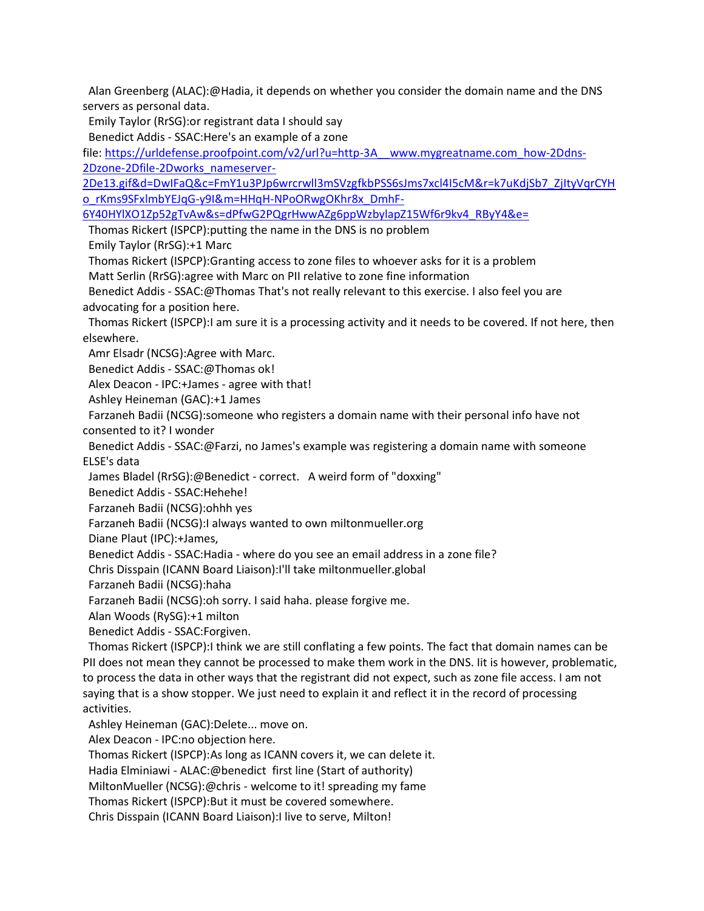Alan Greenberg (ALAC):@Hadia, it depends on whether you consider the domain name and the DNS servers as personal data.

Emily Taylor (RrSG):or registrant data I should say

Benedict Addis - SSAC:Here's an example of a zone file: https://urldefense.proofpoint.com/v2/url?u=http-3A__www.mygreatname.com_how-2Ddns-2Dzone-2Dfile-2Dworks_nameserver-2De13.gif&d=DwIFaQ&c=FmY1u3PJp6wrcrwll3mSVzgfkbPSS6sJms7xcl4I5cM&r=k7uKdjSb7_ZjItyVqrCYHo_rKms9SFxlmbYEJqG-y9I&m=HHqH-NPoORwgOKhr8x_DmhF-6Y40HYlXO1Zp52gTvAw&s=dPfwG2PQgrHwwAZg6ppWzbylapZ15Wf6r9kv4_RByY4&e=

Thomas Rickert (ISPCP):putting the name in the DNS is no problem

Emily Taylor (RrSG):+1 Marc

Thomas Rickert (ISPCP):Granting access to zone files to whoever asks for it is a problem

Matt Serlin (RrSG):agree with Marc on PII relative to zone fine information

Benedict Addis - SSAC:@Thomas That's not really relevant to this exercise. I also feel you are advocating for a position here.

Thomas Rickert (ISPCP):I am sure it is a processing activity and it needs to be covered. If not here, then elsewhere.

Amr Elsadr (NCSG):Agree with Marc.

Benedict Addis - SSAC:@Thomas ok!

Alex Deacon - IPC:+James - agree with that!

Ashley Heineman (GAC):+1 James

Farzaneh Badii (NCSG):someone who registers a domain name with their personal info have not consented to it? I wonder

Benedict Addis - SSAC:@Farzi, no James's example was registering a domain name with someone ELSE's data

James Bladel (RrSG):@Benedict - correct.   A weird form of "doxxing"

Benedict Addis - SSAC:Hehehe!

Farzaneh Badii (NCSG):ohhh yes

Farzaneh Badii (NCSG):I always wanted to own miltonmueller.org

Diane Plaut (IPC):+James,

Benedict Addis - SSAC:Hadia - where do you see an email address in a zone file?

Chris Disspain (ICANN Board Liaison):I'll take miltonmueller.global

Farzaneh Badii (NCSG):haha

Farzaneh Badii (NCSG):oh sorry. I said haha. please forgive me.

Alan Woods (RySG):+1 milton

Benedict Addis - SSAC:Forgiven.

Thomas Rickert (ISPCP):I think we are still conflating a few points. The fact that domain names can be PII does not mean they cannot be processed to make them work in the DNS. Iit is however, problematic, to process the data in other ways that the registrant did not expect, such as zone file access. I am not saying that is a show stopper. We just need to explain it and reflect it in the record of processing activities.

Ashley Heineman (GAC):Delete... move on.

Alex Deacon - IPC:no objection here.

Thomas Rickert (ISPCP):As long as ICANN covers it, we can delete it.

Hadia Elminiawi - ALAC:@benedict  first line (Start of authority)

MiltonMueller (NCSG):@chris - welcome to it! spreading my fame

Thomas Rickert (ISPCP):But it must be covered somewhere.

Chris Disspain (ICANN Board Liaison):I live to serve, Milton!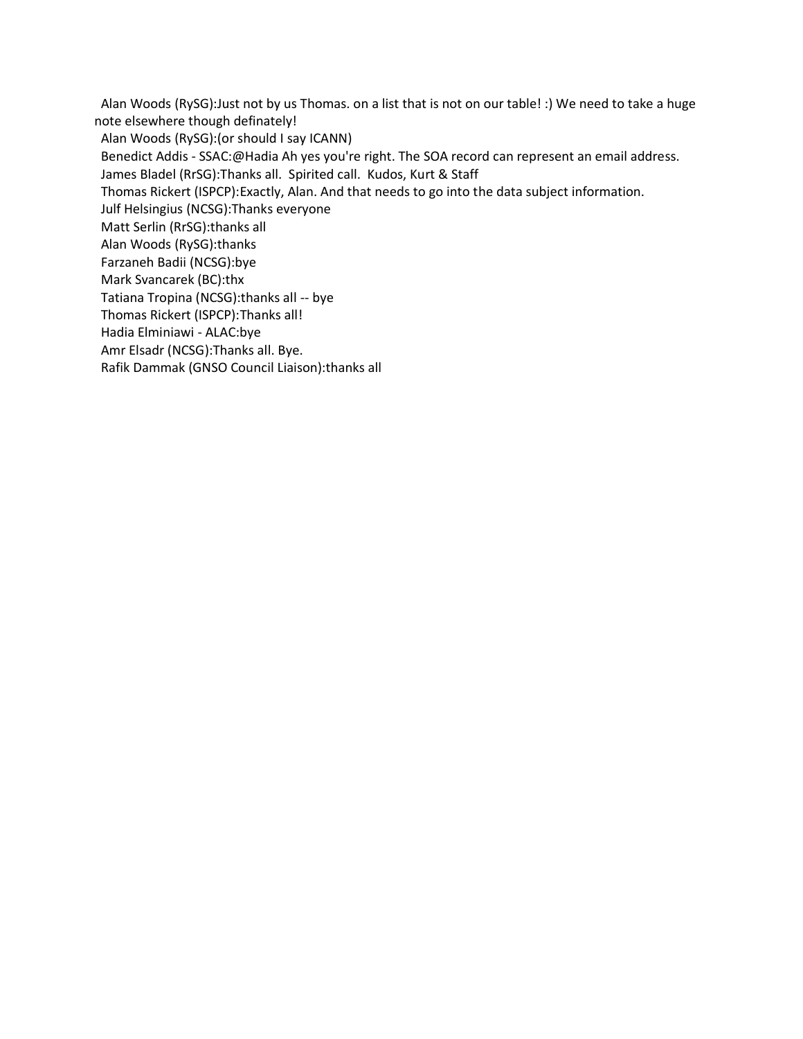Alan Woods (RySG):Just not by us Thomas. on a list that is not on our table! :) We need to take a huge note elsewhere though definately!

Alan Woods (RySG):(or should I say ICANN)

Benedict Addis - SSAC:@Hadia Ah yes you're right. The SOA record can represent an email address.

James Bladel (RrSG):Thanks all.  Spirited call.  Kudos, Kurt & Staff

Thomas Rickert (ISPCP):Exactly, Alan. And that needs to go into the data subject information.

Julf Helsingius (NCSG):Thanks everyone

Matt Serlin (RrSG):thanks all

Alan Woods (RySG):thanks

Farzaneh Badii (NCSG):bye

Mark Svancarek (BC):thx

Tatiana Tropina (NCSG):thanks all -- bye

Thomas Rickert (ISPCP):Thanks all!

Hadia Elminiawi - ALAC:bye

Amr Elsadr (NCSG):Thanks all. Bye.

Rafik Dammak (GNSO Council Liaison):thanks all